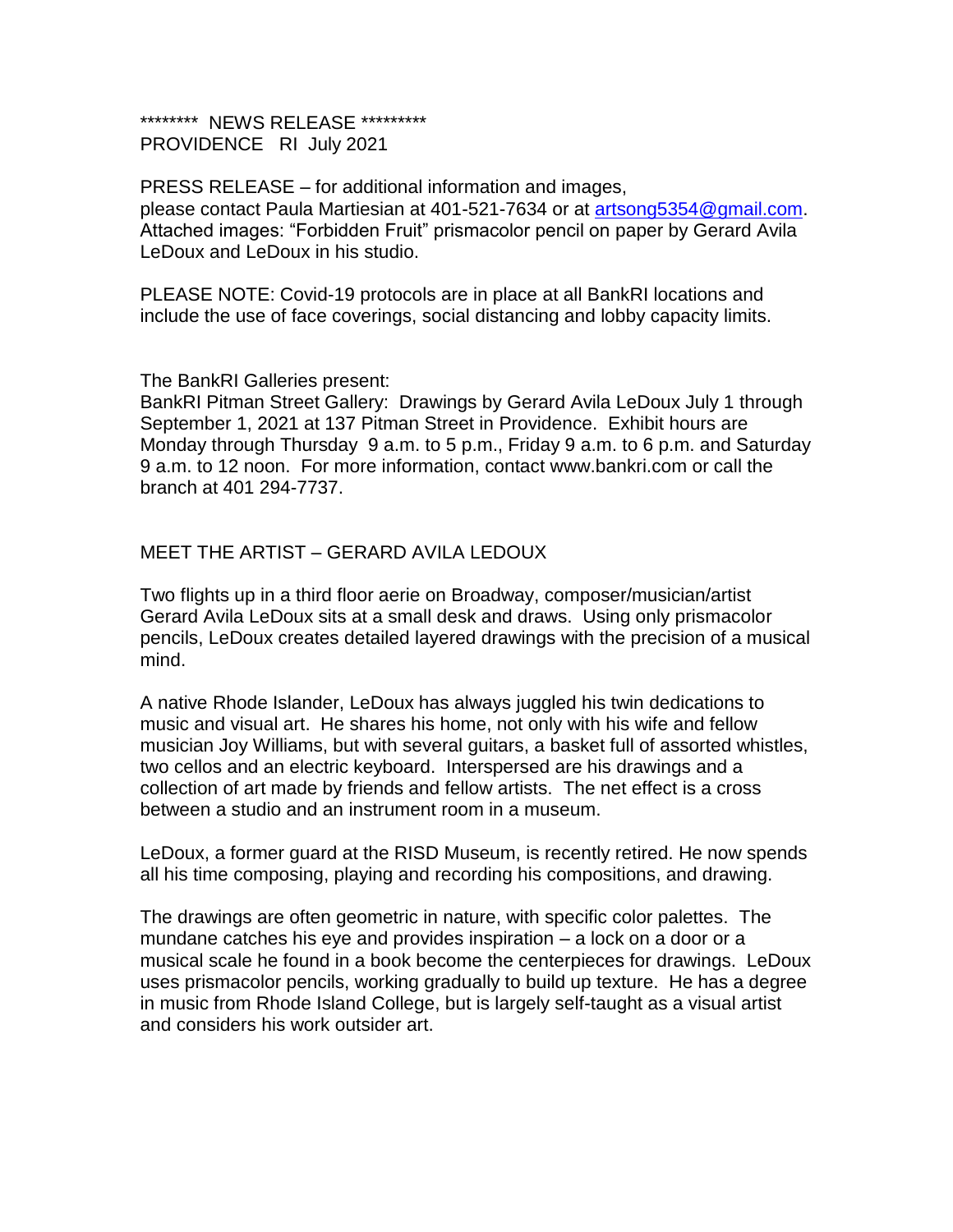******** NEWS RELEASE *********
PROVIDENCE RI July 2021

PRESS RELEASE – for additional information and images, please contact Paula Martiesian at 401-521-7634 or at [artsong5354@gmail.com](mailto:artsong5354@gmail.com). Attached images: "Forbidden Fruit" prismacolor pencil on paper by Gerard Avila LeDoux and LeDoux in his studio.

PLEASE NOTE: Covid-19 protocols are in place at all BankRI locations and include the use of face coverings, social distancing and lobby capacity limits.

The BankRI Galleries present:
BankRI Pitman Street Gallery: Drawings by Gerard Avila LeDoux July 1 through September 1, 2021 at 137 Pitman Street in Providence. Exhibit hours are Monday through Thursday 9 a.m. to 5 p.m., Friday 9 a.m. to 6 p.m. and Saturday 9 a.m. to 12 noon. For more information, contact www.bankri.com or call the branch at 401 294-7737.

MEET THE ARTIST – GERARD AVILA LEDOUX

Two flights up in a third floor aerie on Broadway, composer/musician/artist Gerard Avila LeDoux sits at a small desk and draws. Using only prismacolor pencils, LeDoux creates detailed layered drawings with the precision of a musical mind.

A native Rhode Islander, LeDoux has always juggled his twin dedications to music and visual art. He shares his home, not only with his wife and fellow musician Joy Williams, but with several guitars, a basket full of assorted whistles, two cellos and an electric keyboard. Interspersed are his drawings and a collection of art made by friends and fellow artists. The net effect is a cross between a studio and an instrument room in a museum.

LeDoux, a former guard at the RISD Museum, is recently retired. He now spends all his time composing, playing and recording his compositions, and drawing.

The drawings are often geometric in nature, with specific color palettes. The mundane catches his eye and provides inspiration – a lock on a door or a musical scale he found in a book become the centerpieces for drawings. LeDoux uses prismacolor pencils, working gradually to build up texture. He has a degree in music from Rhode Island College, but is largely self-taught as a visual artist and considers his work outsider art.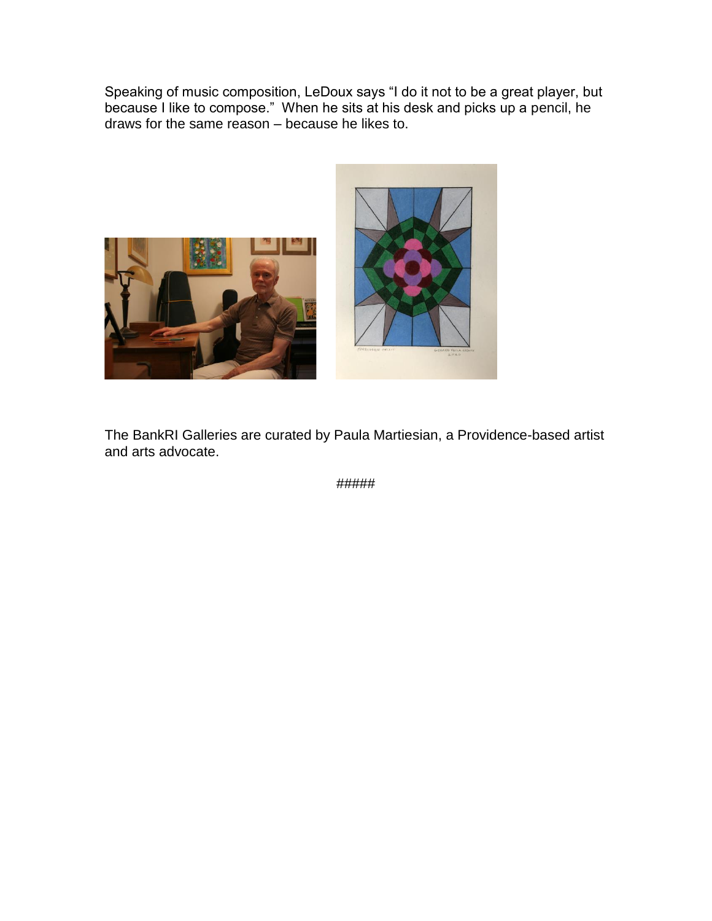Speaking of music composition, LeDoux says "I do it not to be a great player, but because I like to compose." When he sits at his desk and picks up a pencil, he draws for the same reason – because he likes to.

The BankRI Galleries are curated by Paula Martiesian, a Providence-based artist and arts advocate.

#####